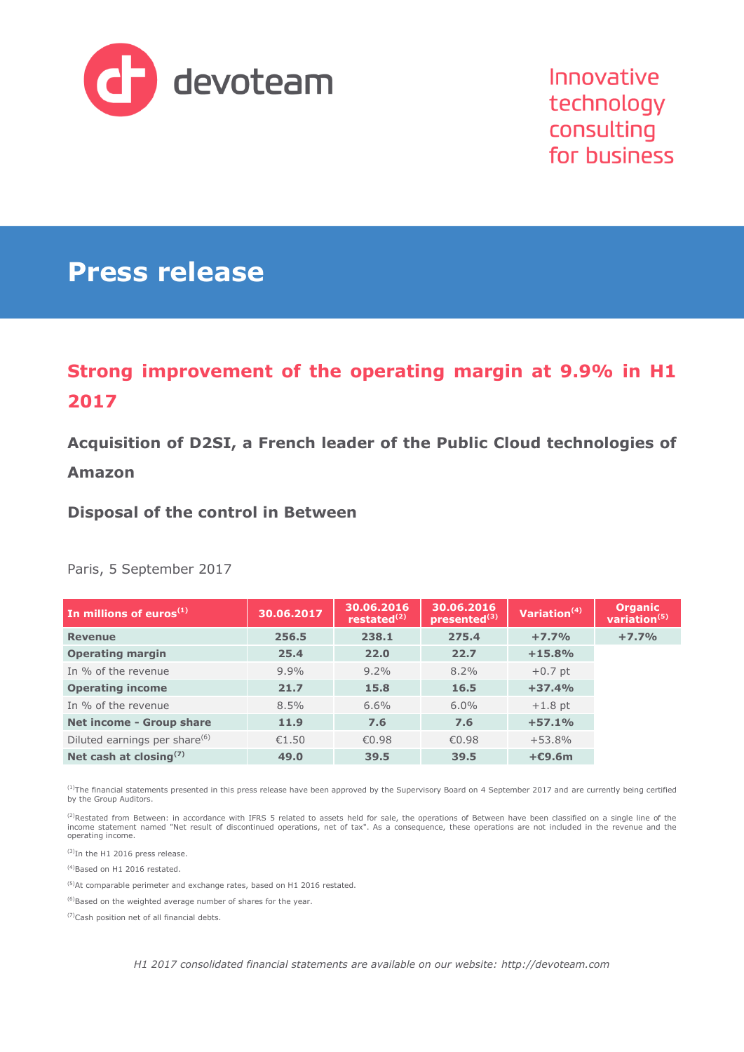devoteam

Innovative technology consulting for business

# Press release

## Strong improvement of the operating margin at 9.9% in H1 2017

### Acquisition of D2SI, a French leader of the Public Cloud technologies of Amazon

### Disposal of the control in Between

Paris, 5 September 2017

| In millions of euros[1] | 30.06.2017 | 30.06.2016 restated[2] | 30.06.2016 presented[3] | Variation[4] | Organic variation[5] |
|---|---|---|---|---|---|
| **Revenue** | **256.5** | **238.1** | **275.4** | **+7.7%** | **+7.7%** |
| **Operating margin** | **25.4** | **22.0** | **22.7** | **+15.8%** | |
| In % of the revenue | 9.9% | 9.2% | 8.2% | +0.7 pt | |
| **Operating income** | **21.7** | **15.8** | **16.5** | **+37.4%** | |
| In % of the revenue | 8.5% | 6.6% | 6.0% | +1.8 pt | |
| **Net income - Group share** | **11.9** | **7.6** | **7.6** | **+57.1%** | |
| Diluted earnings per share[6] | €1.50 | €0.98 | €0.98 | +53.8% | |
| **Net cash at closing[7]** | **49.0** | **39.5** | **39.5** | **+€9.6m** | |

[1]The financial statements presented in this press release have been approved by the Supervisory Board on 4 September 2017 and are currently being certified by the Group Auditors.

[2]Restated from Between: in accordance with IFRS 5 related to assets held for sale, the operations of Between have been classified on a single line of the income statement named "Net result of discontinued operations, net of tax". As a consequence, these operations are not included in the revenue and the operating income.

[3]In the H1 2016 press release.

[4]Based on H1 2016 restated.

[5]At comparable perimeter and exchange rates, based on H1 2016 restated.

[6]Based on the weighted average number of shares for the year.

[7]Cash position net of all financial debts.

*H1 2017 consolidated financial statements are available on our website: http://devoteam.com*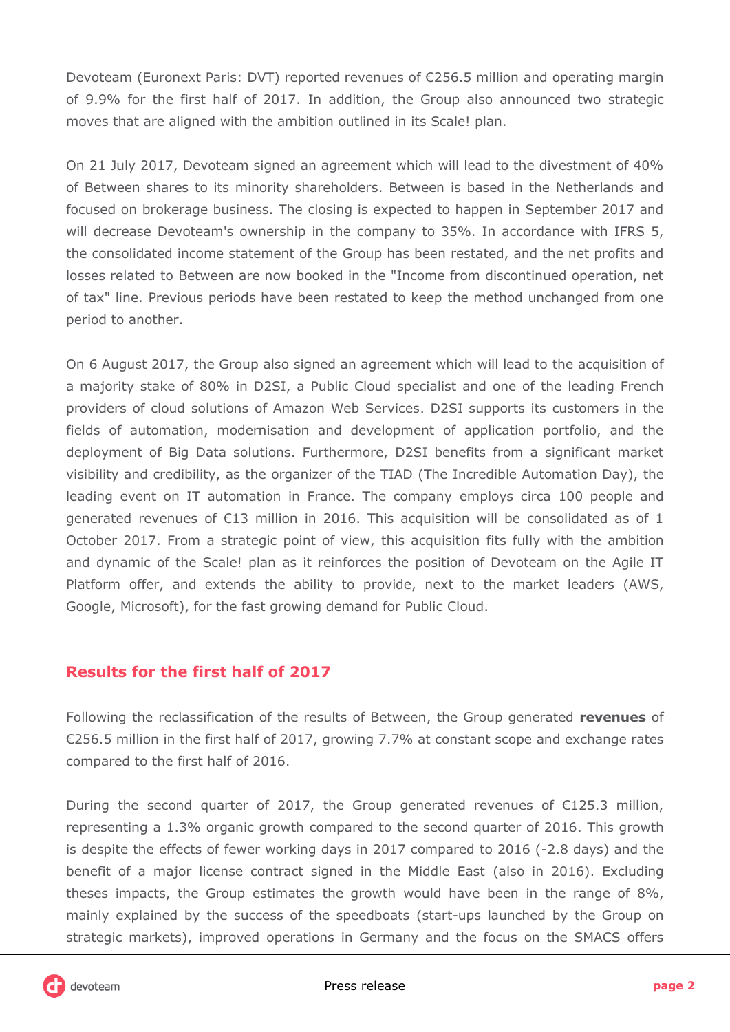Devoteam (Euronext Paris: DVT) reported revenues of €256.5 million and operating margin of 9.9% for the first half of 2017. In addition, the Group also announced two strategic moves that are aligned with the ambition outlined in its Scale! plan.

On 21 July 2017, Devoteam signed an agreement which will lead to the divestment of 40% of Between shares to its minority shareholders. Between is based in the Netherlands and focused on brokerage business. The closing is expected to happen in September 2017 and will decrease Devoteam's ownership in the company to 35%. In accordance with IFRS 5, the consolidated income statement of the Group has been restated, and the net profits and losses related to Between are now booked in the "Income from discontinued operation, net of tax" line. Previous periods have been restated to keep the method unchanged from one period to another.

On 6 August 2017, the Group also signed an agreement which will lead to the acquisition of a majority stake of 80% in D2SI, a Public Cloud specialist and one of the leading French providers of cloud solutions of Amazon Web Services. D2SI supports its customers in the fields of automation, modernisation and development of application portfolio, and the deployment of Big Data solutions. Furthermore, D2SI benefits from a significant market visibility and credibility, as the organizer of the TIAD (The Incredible Automation Day), the leading event on IT automation in France. The company employs circa 100 people and generated revenues of €13 million in 2016. This acquisition will be consolidated as of 1 October 2017. From a strategic point of view, this acquisition fits fully with the ambition and dynamic of the Scale! plan as it reinforces the position of Devoteam on the Agile IT Platform offer, and extends the ability to provide, next to the market leaders (AWS, Google, Microsoft), for the fast growing demand for Public Cloud.

## Results for the first half of 2017

Following the reclassification of the results of Between, the Group generated **revenues** of €256.5 million in the first half of 2017, growing 7.7% at constant scope and exchange rates compared to the first half of 2016.

During the second quarter of 2017, the Group generated revenues of €125.3 million, representing a 1.3% organic growth compared to the second quarter of 2016. This growth is despite the effects of fewer working days in 2017 compared to 2016 (-2.8 days) and the benefit of a major license contract signed in the Middle East (also in 2016). Excluding theses impacts, the Group estimates the growth would have been in the range of 8%, mainly explained by the success of the speedboats (start-ups launched by the Group on strategic markets), improved operations in Germany and the focus on the SMACS offers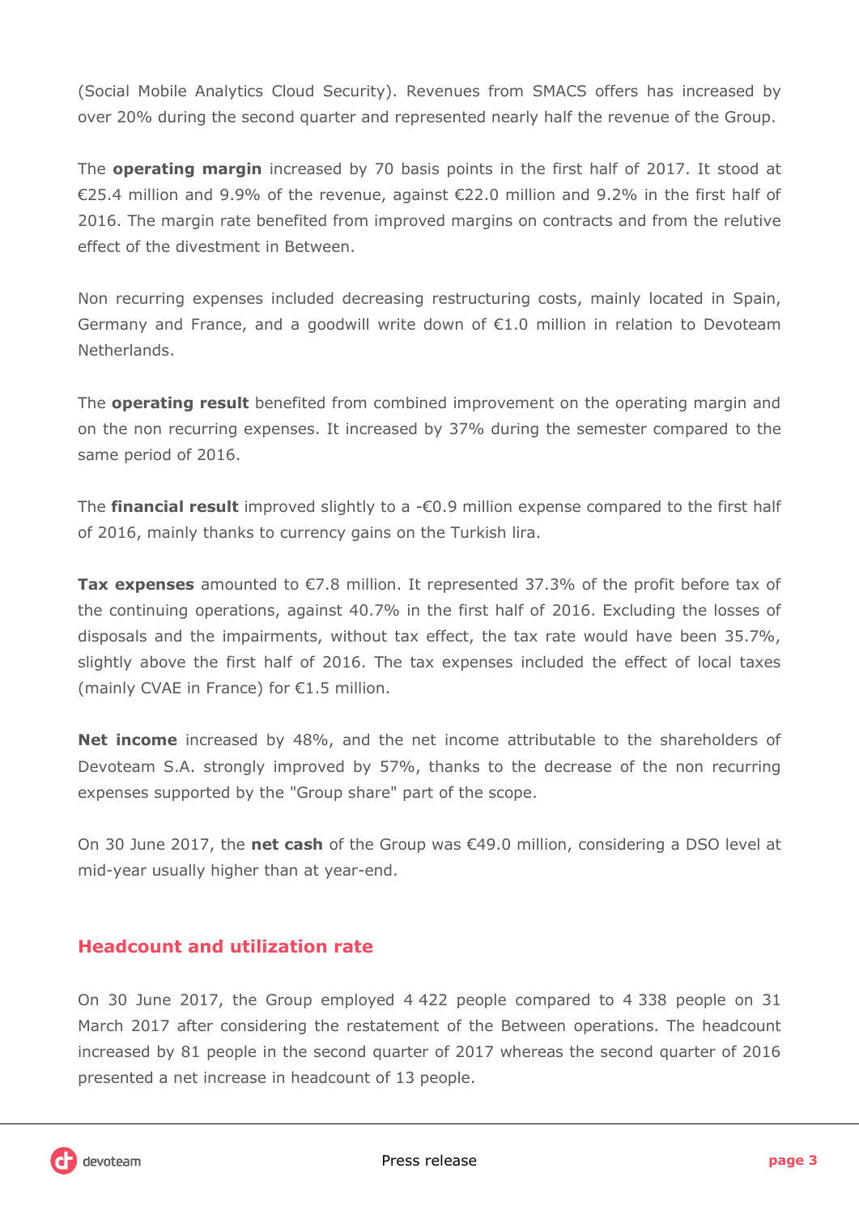(Social Mobile Analytics Cloud Security). Revenues from SMACS offers has increased by over 20% during the second quarter and represented nearly half the revenue of the Group.

The **operating margin** increased by 70 basis points in the first half of 2017. It stood at €25.4 million and 9.9% of the revenue, against €22.0 million and 9.2% in the first half of 2016. The margin rate benefited from improved margins on contracts and from the relutive effect of the divestment in Between.

Non recurring expenses included decreasing restructuring costs, mainly located in Spain, Germany and France, and a goodwill write down of €1.0 million in relation to Devoteam Netherlands.

The **operating result** benefited from combined improvement on the operating margin and on the non recurring expenses. It increased by 37% during the semester compared to the same period of 2016.

The **financial result** improved slightly to a -€0.9 million expense compared to the first half of 2016, mainly thanks to currency gains on the Turkish lira.

**Tax expenses** amounted to €7.8 million. It represented 37.3% of the profit before tax of the continuing operations, against 40.7% in the first half of 2016. Excluding the losses of disposals and the impairments, without tax effect, the tax rate would have been 35.7%, slightly above the first half of 2016. The tax expenses included the effect of local taxes (mainly CVAE in France) for €1.5 million.

**Net income** increased by 48%, and the net income attributable to the shareholders of Devoteam S.A. strongly improved by 57%, thanks to the decrease of the non recurring expenses supported by the "Group share" part of the scope.

On 30 June 2017, the **net cash** of the Group was €49.0 million, considering a DSO level at mid-year usually higher than at year-end.

## Headcount and utilization rate

On 30 June 2017, the Group employed 4 422 people compared to 4 338 people on 31 March 2017 after considering the restatement of the Between operations. The headcount increased by 81 people in the second quarter of 2017 whereas the second quarter of 2016 presented a net increase in headcount of 13 people.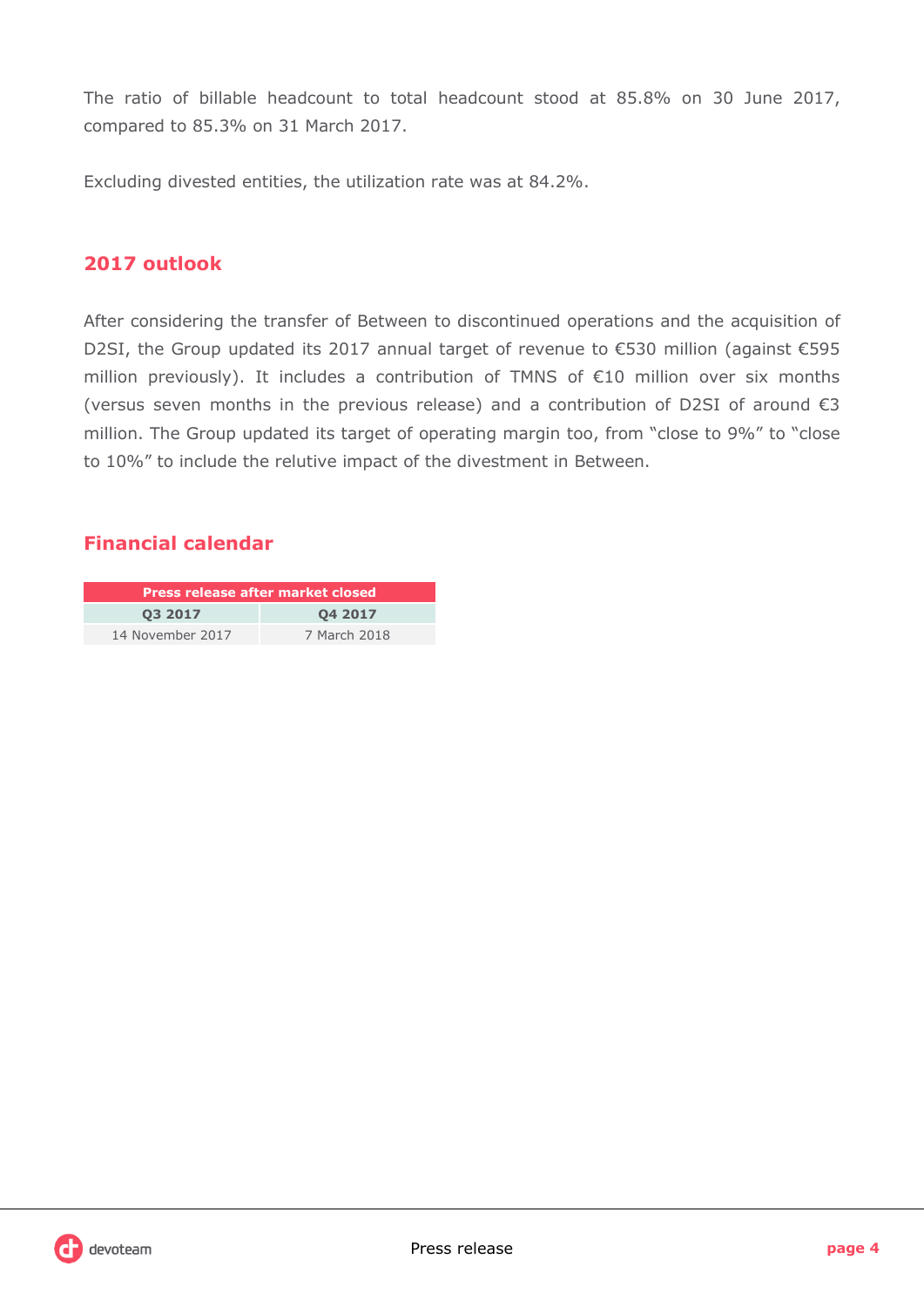The ratio of billable headcount to total headcount stood at 85.8% on 30 June 2017, compared to 85.3% on 31 March 2017.

Excluding divested entities, the utilization rate was at 84.2%.

## 2017 outlook

After considering the transfer of Between to discontinued operations and the acquisition of D2SI, the Group updated its 2017 annual target of revenue to €530 million (against €595 million previously). It includes a contribution of TMNS of €10 million over six months (versus seven months in the previous release) and a contribution of D2SI of around €3 million. The Group updated its target of operating margin too, from "close to 9%" to "close to 10%" to include the relutive impact of the divestment in Between.

## Financial calendar

| Press release after market closed | |
|---|---|
| **Q3 2017** | **Q4 2017** |
| 14 November 2017 | 7 March 2018 |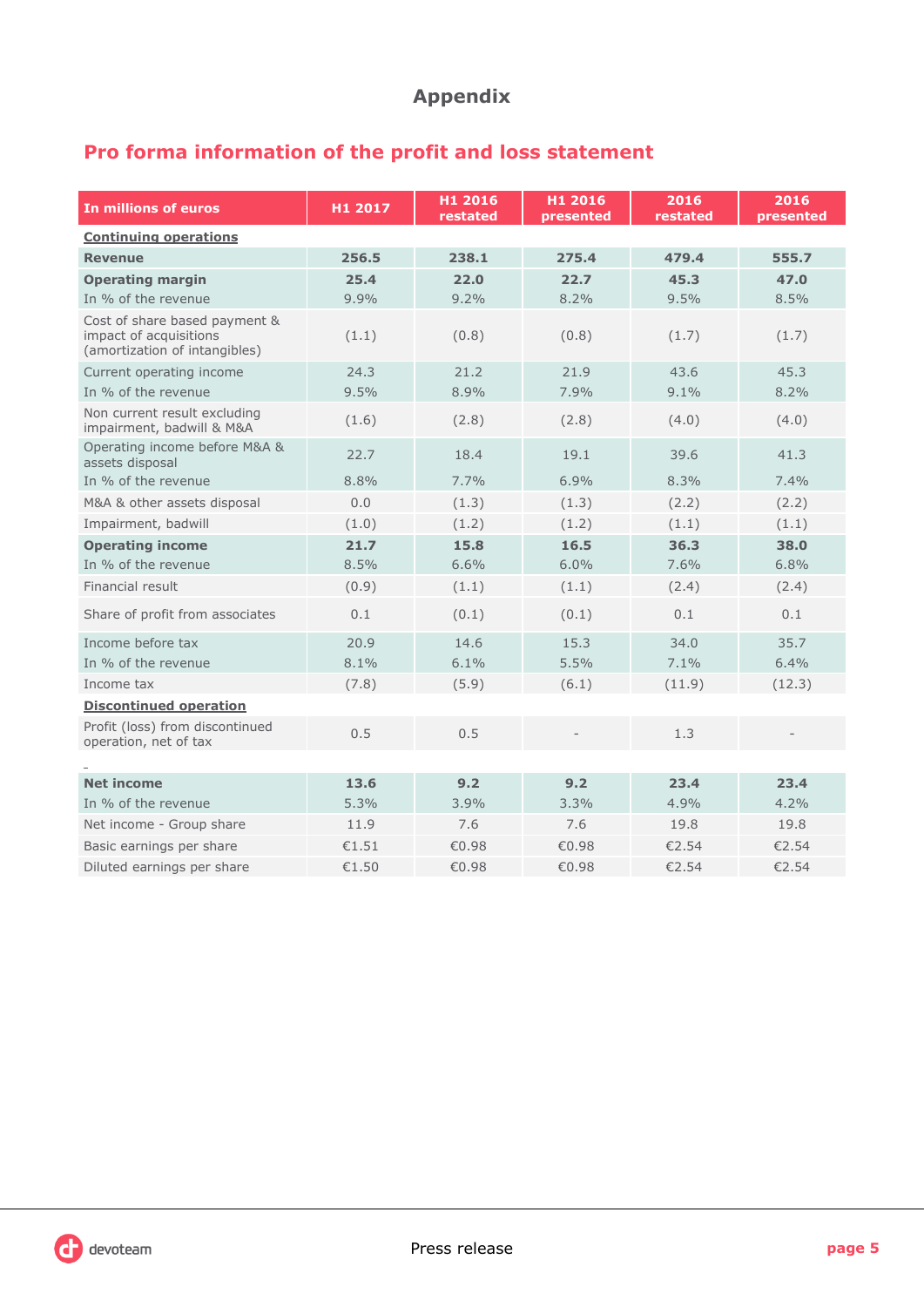# Appendix

## Pro forma information of the profit and loss statement

| In millions of euros | H1 2017 | H1 2016 restated | H1 2016 presented | 2016 restated | 2016 presented |
|---|---|---|---|---|---|
| **Continuing operations** | | | | | |
| **Revenue** | **256.5** | **238.1** | **275.4** | **479.4** | **555.7** |
| **Operating margin** | **25.4** | **22.0** | **22.7** | **45.3** | **47.0** |
| In % of the revenue | 9.9% | 9.2% | 8.2% | 9.5% | 8.5% |
| Cost of share based payment & impact of acquisitions (amortization of intangibles) | (1.1) | (0.8) | (0.8) | (1.7) | (1.7) |
| Current operating income | 24.3 | 21.2 | 21.9 | 43.6 | 45.3 |
| In % of the revenue | 9.5% | 8.9% | 7.9% | 9.1% | 8.2% |
| Non current result excluding impairment, badwill & M&A | (1.6) | (2.8) | (2.8) | (4.0) | (4.0) |
| Operating income before M&A & assets disposal | 22.7 | 18.4 | 19.1 | 39.6 | 41.3 |
| In % of the revenue | 8.8% | 7.7% | 6.9% | 8.3% | 7.4% |
| M&A & other assets disposal | 0.0 | (1.3) | (1.3) | (2.2) | (2.2) |
| Impairment, badwill | (1.0) | (1.2) | (1.2) | (1.1) | (1.1) |
| **Operating income** | **21.7** | **15.8** | **16.5** | **36.3** | **38.0** |
| In % of the revenue | 8.5% | 6.6% | 6.0% | 7.6% | 6.8% |
| Financial result | (0.9) | (1.1) | (1.1) | (2.4) | (2.4) |
| Share of profit from associates | 0.1 | (0.1) | (0.1) | 0.1 | 0.1 |
| Income before tax | 20.9 | 14.6 | 15.3 | 34.0 | 35.7 |
| In % of the revenue | 8.1% | 6.1% | 5.5% | 7.1% | 6.4% |
| Income tax | (7.8) | (5.9) | (6.1) | (11.9) | (12.3) |
| **Discontinued operation** | | | | | |
| Profit (loss) from discontinued operation, net of tax | 0.5 | 0.5 | - | 1.3 | - |
| **Net income** | **13.6** | **9.2** | **9.2** | **23.4** | **23.4** |
| In % of the revenue | 5.3% | 3.9% | 3.3% | 4.9% | 4.2% |
| Net income - Group share | 11.9 | 7.6 | 7.6 | 19.8 | 19.8 |
| Basic earnings per share | €1.51 | €0.98 | €0.98 | €2.54 | €2.54 |
| Diluted earnings per share | €1.50 | €0.98 | €0.98 | €2.54 | €2.54 |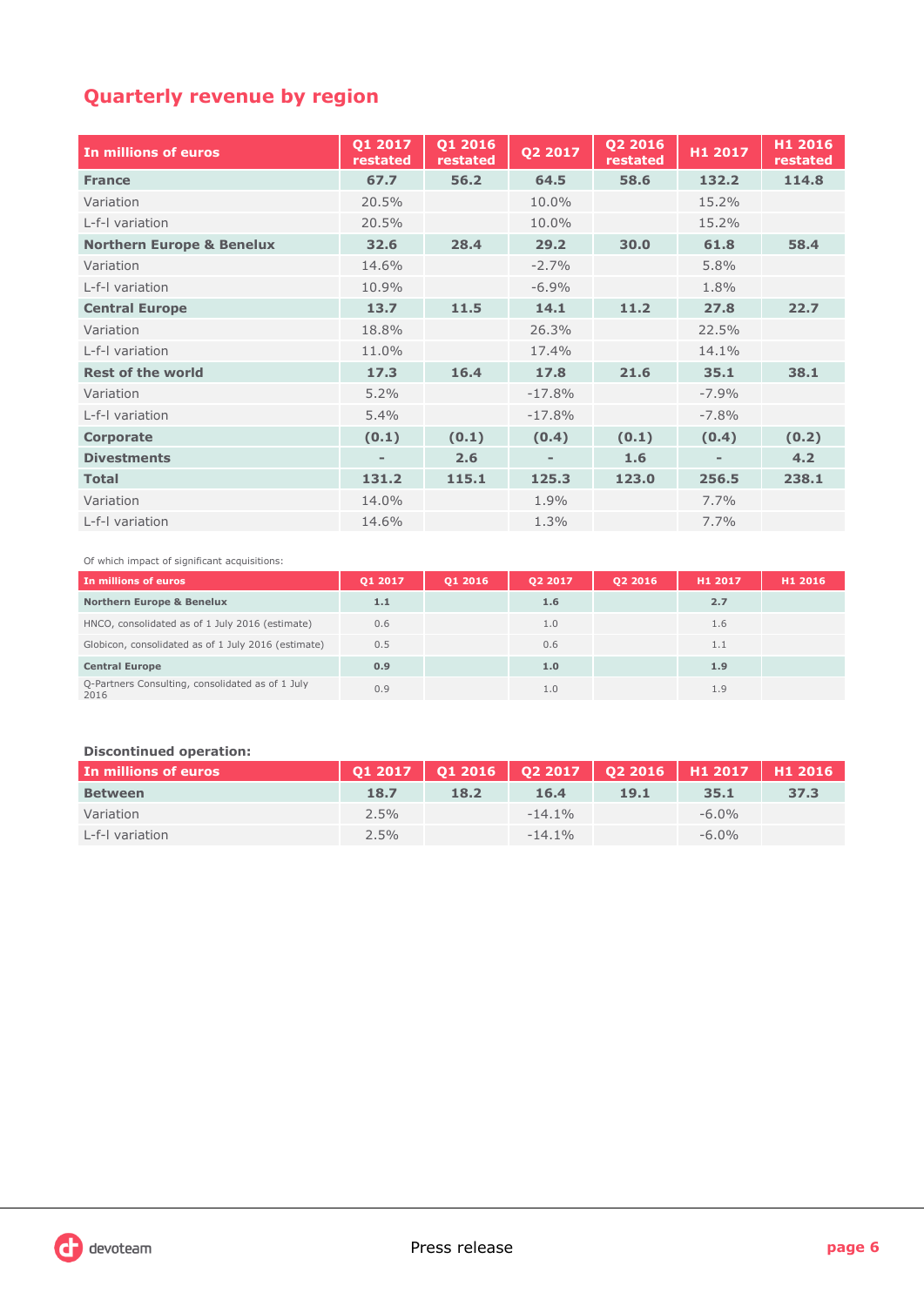## Quarterly revenue by region

| In millions of euros | Q1 2017 restated | Q1 2016 restated | Q2 2017 | Q2 2016 restated | H1 2017 | H1 2016 restated |
|---|---|---|---|---|---|---|
| **France** | **67.7** | **56.2** | **64.5** | **58.6** | **132.2** | **114.8** |
| Variation | 20.5% | | 10.0% | | 15.2% | |
| L-f-l variation | 20.5% | | 10.0% | | 15.2% | |
| **Northern Europe & Benelux** | **32.6** | **28.4** | **29.2** | **30.0** | **61.8** | **58.4** |
| Variation | 14.6% | | -2.7% | | 5.8% | |
| L-f-l variation | 10.9% | | -6.9% | | 1.8% | |
| **Central Europe** | **13.7** | **11.5** | **14.1** | **11.2** | **27.8** | **22.7** |
| Variation | 18.8% | | 26.3% | | 22.5% | |
| L-f-l variation | 11.0% | | 17.4% | | 14.1% | |
| **Rest of the world** | **17.3** | **16.4** | **17.8** | **21.6** | **35.1** | **38.1** |
| Variation | 5.2% | | -17.8% | | -7.9% | |
| L-f-l variation | 5.4% | | -17.8% | | -7.8% | |
| **Corporate** | **(0.1)** | **(0.1)** | **(0.4)** | **(0.1)** | **(0.4)** | **(0.2)** |
| **Divestments** | **-** | **2.6** | **-** | **1.6** | **-** | **4.2** |
| **Total** | **131.2** | **115.1** | **125.3** | **123.0** | **256.5** | **238.1** |
| Variation | 14.0% | | 1.9% | | 7.7% | |
| L-f-l variation | 14.6% | | 1.3% | | 7.7% | |

Of which impact of significant acquisitions:

| In millions of euros | Q1 2017 | Q1 2016 | Q2 2017 | Q2 2016 | H1 2017 | H1 2016 |
|---|---|---|---|---|---|---|
| **Northern Europe & Benelux** | **1.1** | | **1.6** | | **2.7** | |
| HNCO, consolidated as of 1 July 2016 (estimate) | 0.6 | | 1.0 | | 1.6 | |
| Globicon, consolidated as of 1 July 2016 (estimate) | 0.5 | | 0.6 | | 1.1 | |
| **Central Europe** | **0.9** | | **1.0** | | **1.9** | |
| Q-Partners Consulting, consolidated as of 1 July 2016 | 0.9 | | 1.0 | | 1.9 | |

**Discontinued operation:**

| In millions of euros | Q1 2017 | Q1 2016 | Q2 2017 | Q2 2016 | H1 2017 | H1 2016 |
|---|---|---|---|---|---|---|
| **Between** | **18.7** | **18.2** | **16.4** | **19.1** | **35.1** | **37.3** |
| Variation | 2.5% | | -14.1% | | -6.0% | |
| L-f-l variation | 2.5% | | -14.1% | | -6.0% | |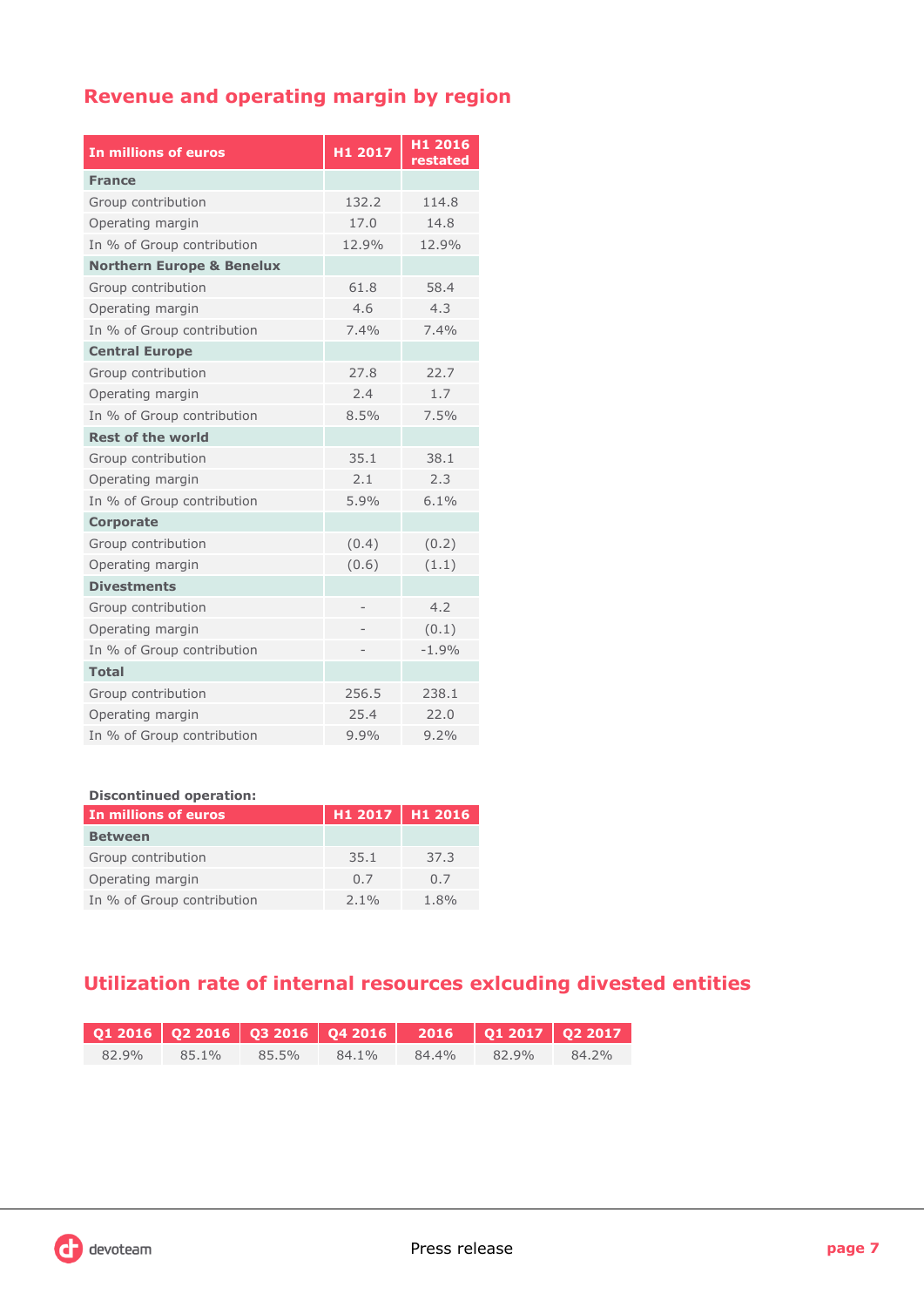## Revenue and operating margin by region

| In millions of euros | H1 2017 | H1 2016 restated |
|---|---|---|
| **France** | | |
| Group contribution | 132.2 | 114.8 |
| Operating margin | 17.0 | 14.8 |
| In % of Group contribution | 12.9% | 12.9% |
| **Northern Europe & Benelux** | | |
| Group contribution | 61.8 | 58.4 |
| Operating margin | 4.6 | 4.3 |
| In % of Group contribution | 7.4% | 7.4% |
| **Central Europe** | | |
| Group contribution | 27.8 | 22.7 |
| Operating margin | 2.4 | 1.7 |
| In % of Group contribution | 8.5% | 7.5% |
| **Rest of the world** | | |
| Group contribution | 35.1 | 38.1 |
| Operating margin | 2.1 | 2.3 |
| In % of Group contribution | 5.9% | 6.1% |
| **Corporate** | | |
| Group contribution | (0.4) | (0.2) |
| Operating margin | (0.6) | (1.1) |
| **Divestments** | | |
| Group contribution | - | 4.2 |
| Operating margin | - | (0.1) |
| In % of Group contribution | - | -1.9% |
| **Total** | | |
| Group contribution | 256.5 | 238.1 |
| Operating margin | 25.4 | 22.0 |
| In % of Group contribution | 9.9% | 9.2% |

**Discontinued operation:**

| In millions of euros | H1 2017 | H1 2016 |
|---|---|---|
| **Between** | | |
| Group contribution | 35.1 | 37.3 |
| Operating margin | 0.7 | 0.7 |
| In % of Group contribution | 2.1% | 1.8% |

## Utilization rate of internal resources exlcuding divested entities

| Q1 2016 | Q2 2016 | Q3 2016 | Q4 2016 | 2016 | Q1 2017 | Q2 2017 |
|---|---|---|---|---|---|---|
| 82.9% | 85.1% | 85.5% | 84.1% | 84.4% | 82.9% | 84.2% |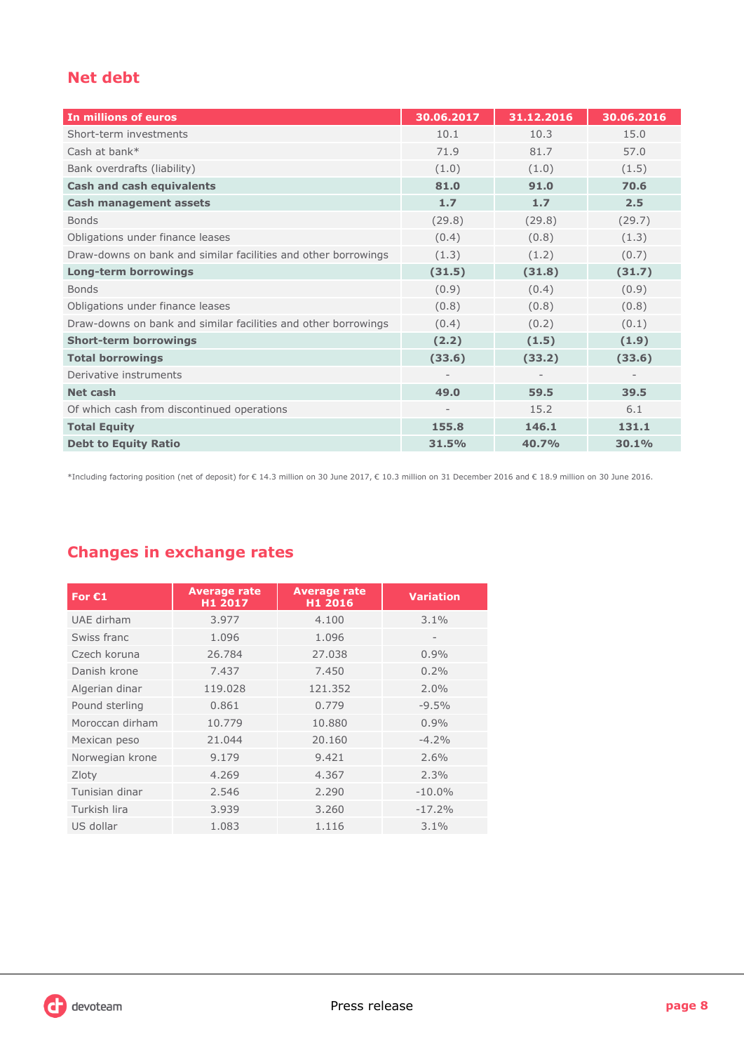## Net debt

| In millions of euros | 30.06.2017 | 31.12.2016 | 30.06.2016 |
|---|---|---|---|
| Short-term investments | 10.1 | 10.3 | 15.0 |
| Cash at bank* | 71.9 | 81.7 | 57.0 |
| Bank overdrafts (liability) | (1.0) | (1.0) | (1.5) |
| **Cash and cash equivalents** | **81.0** | **91.0** | **70.6** |
| **Cash management assets** | **1.7** | **1.7** | **2.5** |
| Bonds | (29.8) | (29.8) | (29.7) |
| Obligations under finance leases | (0.4) | (0.8) | (1.3) |
| Draw-downs on bank and similar facilities and other borrowings | (1.3) | (1.2) | (0.7) |
| **Long-term borrowings** | **(31.5)** | **(31.8)** | **(31.7)** |
| Bonds | (0.9) | (0.4) | (0.9) |
| Obligations under finance leases | (0.8) | (0.8) | (0.8) |
| Draw-downs on bank and similar facilities and other borrowings | (0.4) | (0.2) | (0.1) |
| **Short-term borrowings** | **(2.2)** | **(1.5)** | **(1.9)** |
| **Total borrowings** | **(33.6)** | **(33.2)** | **(33.6)** |
| Derivative instruments | - | - | - |
| **Net cash** | **49.0** | **59.5** | **39.5** |
| Of which cash from discontinued operations | - | 15.2 | 6.1 |
| **Total Equity** | **155.8** | **146.1** | **131.1** |
| **Debt to Equity Ratio** | **31.5%** | **40.7%** | **30.1%** |

*Including factoring position (net of deposit) for € 14.3 million on 30 June 2017, € 10.3 million on 31 December 2016 and € 18.9 million on 30 June 2016.

## Changes in exchange rates

| For €1 | Average rate H1 2017 | Average rate H1 2016 | Variation |
|---|---|---|---|
| UAE dirham | 3.977 | 4.100 | 3.1% |
| Swiss franc | 1.096 | 1.096 | - |
| Czech koruna | 26.784 | 27.038 | 0.9% |
| Danish krone | 7.437 | 7.450 | 0.2% |
| Algerian dinar | 119.028 | 121.352 | 2.0% |
| Pound sterling | 0.861 | 0.779 | -9.5% |
| Moroccan dirham | 10.779 | 10.880 | 0.9% |
| Mexican peso | 21.044 | 20.160 | -4.2% |
| Norwegian krone | 9.179 | 9.421 | 2.6% |
| Zloty | 4.269 | 4.367 | 2.3% |
| Tunisian dinar | 2.546 | 2.290 | -10.0% |
| Turkish lira | 3.939 | 3.260 | -17.2% |
| US dollar | 1.083 | 1.116 | 3.1% |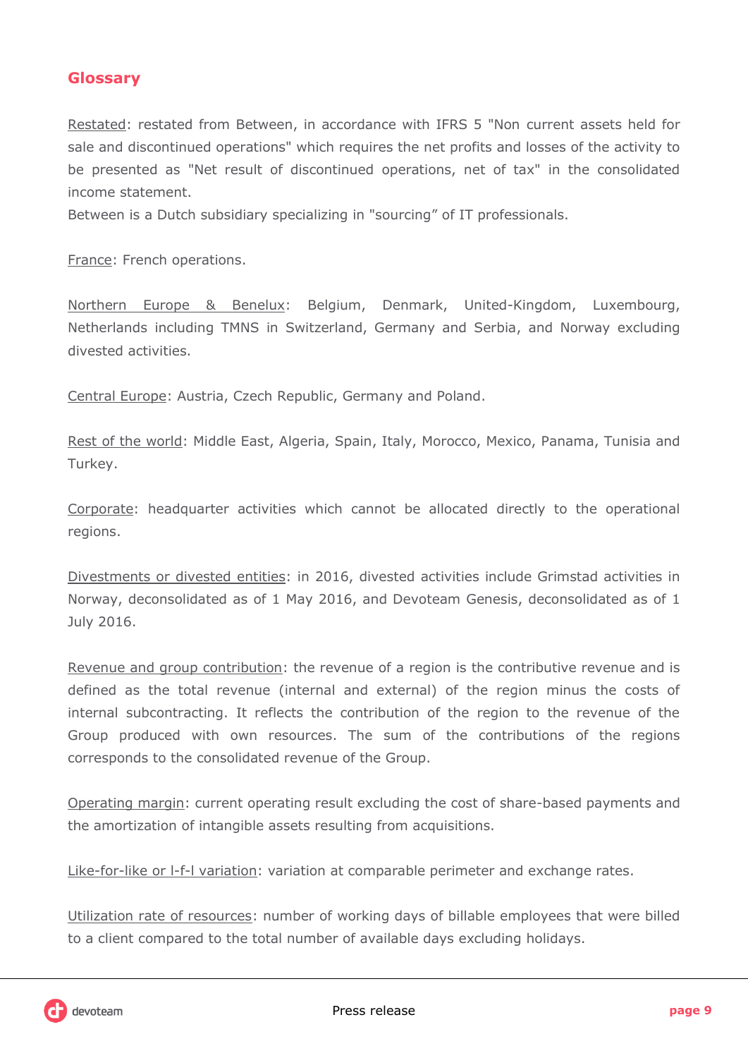## Glossary

Restated: restated from Between, in accordance with IFRS 5 "Non current assets held for sale and discontinued operations" which requires the net profits and losses of the activity to be presented as "Net result of discontinued operations, net of tax" in the consolidated income statement.
Between is a Dutch subsidiary specializing in "sourcing" of IT professionals.

France: French operations.

Northern Europe & Benelux: Belgium, Denmark, United-Kingdom, Luxembourg, Netherlands including TMNS in Switzerland, Germany and Serbia, and Norway excluding divested activities.

Central Europe: Austria, Czech Republic, Germany and Poland.

Rest of the world: Middle East, Algeria, Spain, Italy, Morocco, Mexico, Panama, Tunisia and Turkey.

Corporate: headquarter activities which cannot be allocated directly to the operational regions.

Divestments or divested entities: in 2016, divested activities include Grimstad activities in Norway, deconsolidated as of 1 May 2016, and Devoteam Genesis, deconsolidated as of 1 July 2016.

Revenue and group contribution: the revenue of a region is the contributive revenue and is defined as the total revenue (internal and external) of the region minus the costs of internal subcontracting. It reflects the contribution of the region to the revenue of the Group produced with own resources. The sum of the contributions of the regions corresponds to the consolidated revenue of the Group.

Operating margin: current operating result excluding the cost of share-based payments and the amortization of intangible assets resulting from acquisitions.

Like-for-like or l-f-l variation: variation at comparable perimeter and exchange rates.

Utilization rate of resources: number of working days of billable employees that were billed to a client compared to the total number of available days excluding holidays.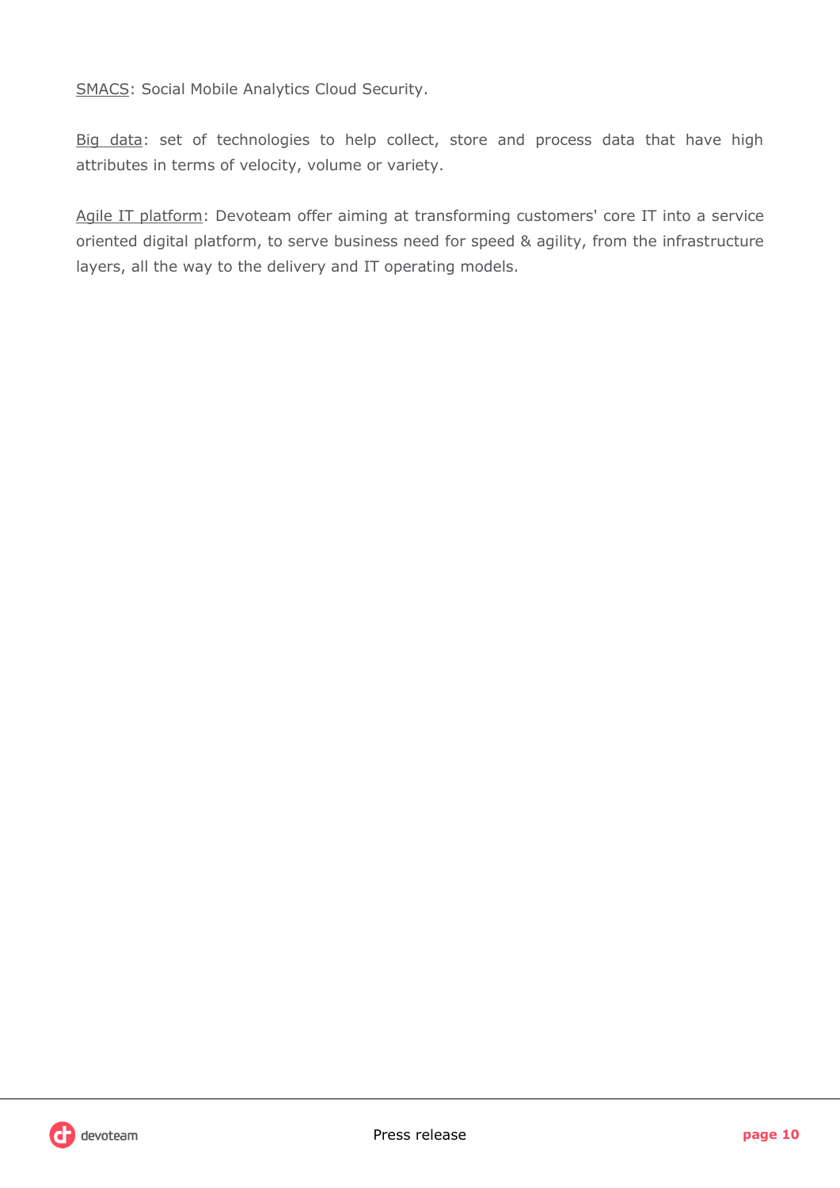<u>SMACS</u>: Social Mobile Analytics Cloud Security.

<u>Big data</u>: set of technologies to help collect, store and process data that have high attributes in terms of velocity, volume or variety.

<u>Agile IT platform</u>: Devoteam offer aiming at transforming customers' core IT into a service oriented digital platform, to serve business need for speed & agility, from the infrastructure layers, all the way to the delivery and IT operating models.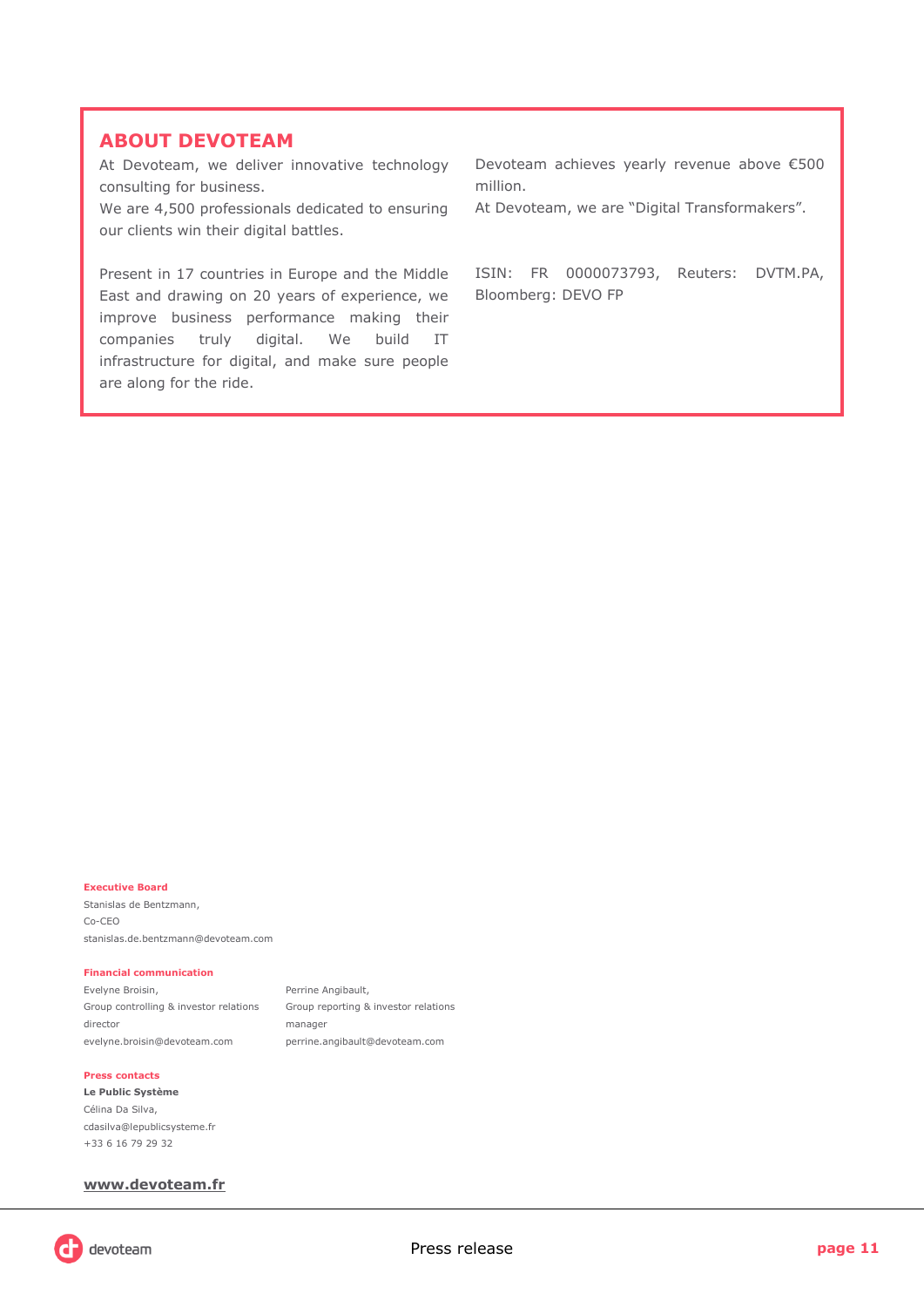## ABOUT DEVOTEAM

At Devoteam, we deliver innovative technology consulting for business.
We are 4,500 professionals dedicated to ensuring our clients win their digital battles.

Present in 17 countries in Europe and the Middle East and drawing on 20 years of experience, we improve business performance making their companies truly digital. We build IT infrastructure for digital, and make sure people are along for the ride.

Devoteam achieves yearly revenue above €500 million.
At Devoteam, we are "Digital Transformakers".

ISIN: FR 0000073793, Reuters: DVTM.PA, Bloomberg: DEVO FP

**Executive Board**

Stanislas de Bentzmann,
Co-CEO
stanislas.de.bentzmann@devoteam.com

**Financial communication**

Evelyne Broisin,
Group controlling & investor relations director
evelyne.broisin@devoteam.com

Perrine Angibault,
Group reporting & investor relations manager
perrine.angibault@devoteam.com

**Press contacts**

**Le Public Système**
Célina Da Silva,
cdasilva@lepublicsysteme.fr
+33 6 16 79 29 32

**www.devoteam.fr**